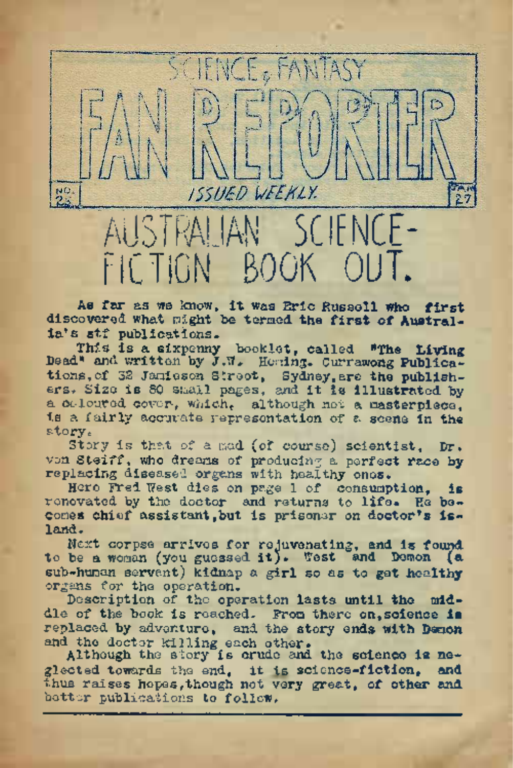# SCIENCE & FANTASY FAN REPORTER

NO. 25 — ISSUED WEEKLY. — JAN 27

## AUSTRALIAN SCIENCE-FICTION BOOK OUT.

**As far as we know, it was Eric Russell who first discovered what might be termed the first of Australia's stf publications.**

This is a sixpenny booklet, called "The Living Dead" and written by J.W. Heming. Currawong Publications, of 32 Jamieson Street, Sydney, are the publishers. Size is 80 small pages, and it is illustrated by a coloured cover, which, although not a masterpiece, is a fairly accurate representation of a scene in the story.

Story is that of a mad (of course) scientist, Dr. von Steiff, who dreams of producing a perfect race by replacing diseased organs with healthy ones.

Hero Fred West dies on page 1 of consumption, is renovated by the doctor and returns to life. He becomes chief assistant, but is prisoner on doctor's island.

Next corpse arrives for rejuvenating, and is found to be a woman (you guessed it). West and Demon (a sub-human servent) kidnap a girl so as to get healthy organs for the operation.

Description of the operation lasts until the middle of the book is reached. From there on, science is replaced by adventure, and the story ends with Demon and the doctor killing each other.

Although the story is crude and the science is neglected towards the end, it is science-fiction, and thus raises hopes, though not very great, of other and better publications to follow.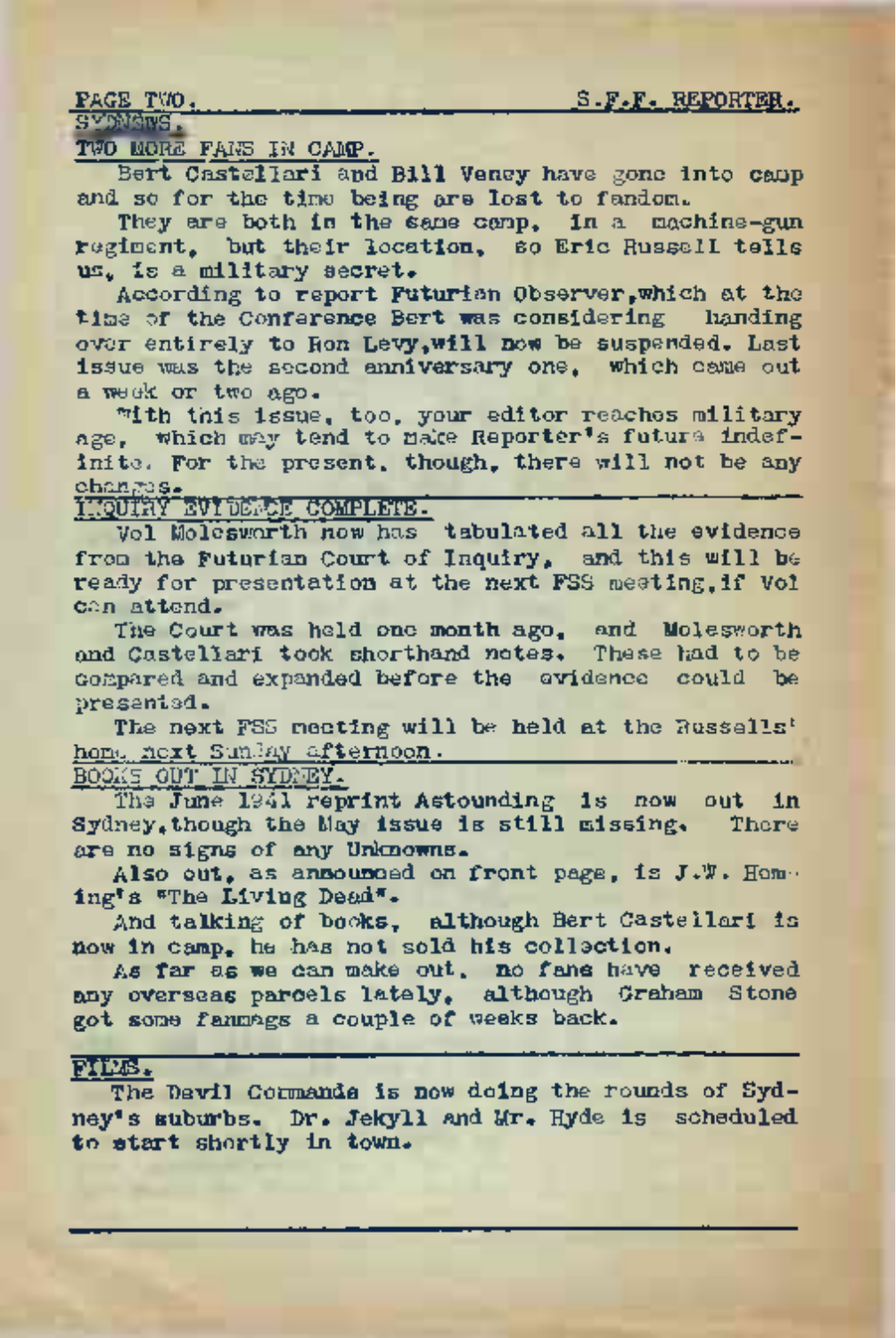## SYDNEWS.

### TWO MORE FANS IN CAMP.

Bert Castellari and Bill Veney have gone into camp and so for the time being are lost to fandom.

They are both in the same camp, in a machine-gun regiment, but their location, so Eric Russell tells us, is a military secret.

According to report Futurian Observer, which at the time of the Conference Bert was considering handing over entirely to Ron Levy, will now be suspended. Last issue was the second anniversary one, which came out a week or two ago.

With this issue, too, your editor reaches military age, which may tend to make Reporter's future indefinite. For the present, though, there will not be any changes.

### INQUIRY EVIDENCE COMPLETE.

Vol Molesworth now has tabulated all the evidence from the Futurian Court of Inquiry, and this will be ready for presentation at the next FSS meeting, if Vol can attend.

The Court was held one month ago, and Molesworth and Castellari took shorthand notes. These had to be compared and expanded before the evidence could be presented.

The next FSS meeting will be held at the Russells' home next Sunday afternoon.

### BOOKS OUT IN SYDNEY.

The June 1941 reprint Astounding is now out in Sydney, though the May issue is still missing. There are no signs of any Unknowns.

Also out, as announced on front page, is J.W. Horning's "The Living Dead".

And talking of books, although Bert Castellari is now in camp, he has not sold his collection.

As far as we can make out, no fans have received any overseas parcels lately, although Graham Stone got some fanmags a couple of weeks back.

### FILMS.

The Devil Commands is now doing the rounds of Sydney's suburbs. Dr. Jekyll and Mr. Hyde is scheduled to start shortly in town.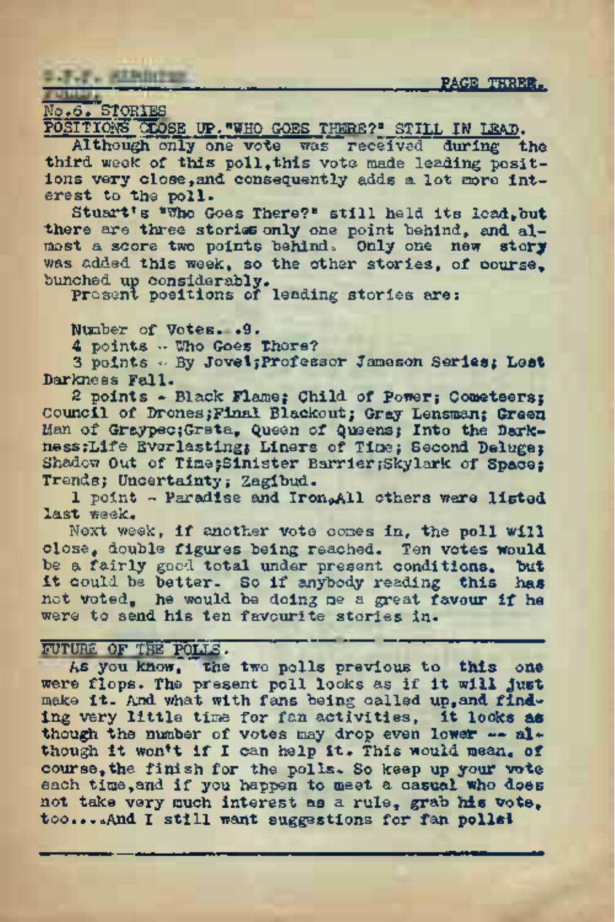No.6. STORIES

POSITIONS CLOSE UP."WHO GOES THERE?" STILL IN LEAD.

Although only one vote was received during the third week of this poll,this vote made leading positions very close,and consequently adds a lot more interest to the poll.

Stuart's "Who Goes There?" still held its lead,but there are three stories only one point behind, and almost a score two points behind. Only one new story was added this week, so the other stories, of course, bunched up considerably.

Present positions of leading stories are:

Number of Votes. .9.

4 points - Who Goes There?

3 points - By Jove!;Professor Jameson Series; Lest Darkness Fall.

2 points - Black Flame; Child of Power; Cometeers; Council of Drones;Final Blackout; Gray Lensman; Green Man of Graypec;Greta, Queen of Queens; Into the Darkness;Life Everlasting; Liners of Time; Second Deluge; Shadow Out of Time;Sinister Barrier;Skylark of Space; Trends; Uncertainty; Zagibud.

1 point - Paradise and Iron.All others were listed last week.

Next week, if another vote comes in, the poll will close, double figures being reached. Ten votes would be a fairly good total under present conditions. but it could be better. So if anybody reading this has not voted, he would be doing me a great favour if he were to send his ten favourite stories in.

---

FUTURE OF THE POLLS.

As you know, the two polls previous to this one were flops. The present poll looks as if it will just make it. And what with fans being called up,and finding very little time for fan activities, it looks as though the number of votes may drop even lower -- although it won't if I can help it. This would mean, of course,the finish for the polls. So keep up your vote each time,and if you happen to meet a casual who does not take very much interest as a rule, grab his vote, too....And I still want suggestions for fan polls!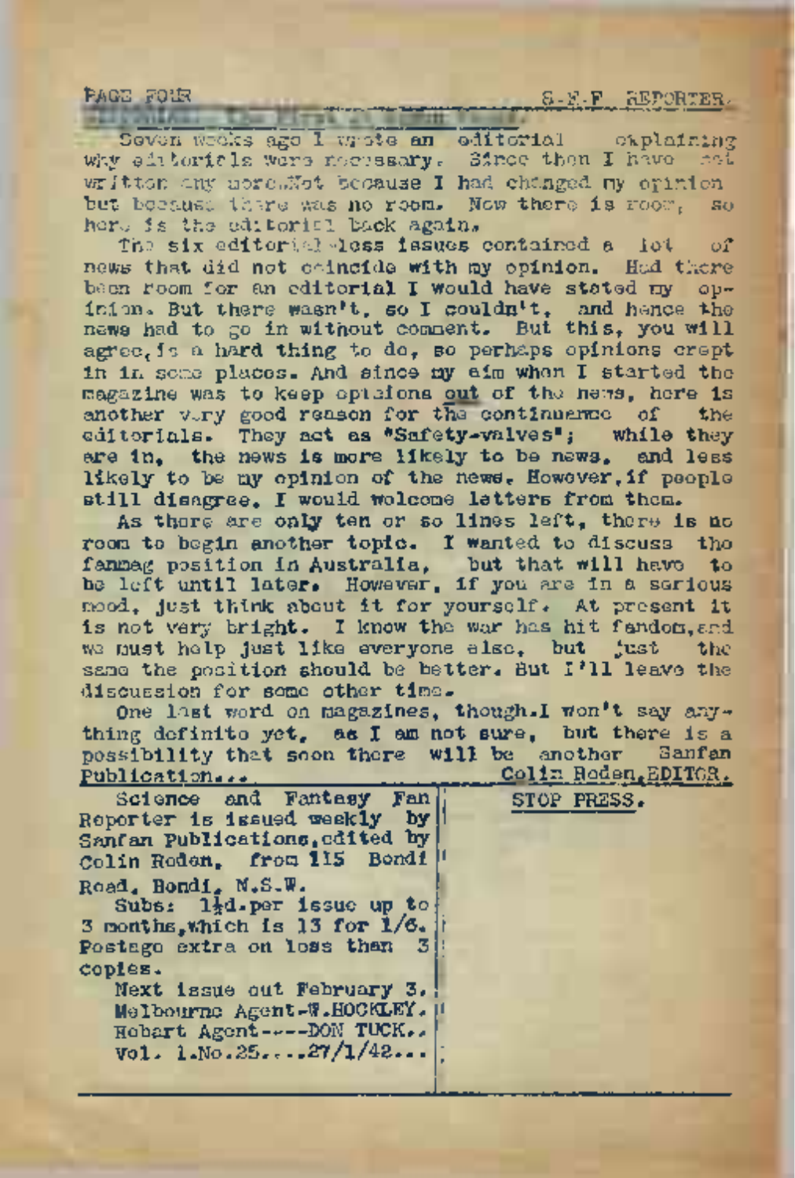## Editorial:- The First in Seven Weeks.

Seven weeks ago I wrote an editorial explaining why editorials were necessary. Since then I have not written any more. Not because I had changed my opinion but because there was no room. Now there is room, so here is the editorial back again.

The six editorial-less issues contained a lot of news that did not coincide with my opinion. Had there been room for an editorial I would have stated my opinion. But there wasn't, so I couldn't, and hence the news had to go in without comment. But this, you will agree, is a hard thing to do, so perhaps opinions crept in in some places. And since my aim when I started the magazine was to keep opinions out of the news, here is another very good reason for the continuence of the editorials. They act as "Safety-valves"; while they are in, the news is more likely to be news, and less likely to be my opinion of the news. However, if people still disagree, I would welcome letters from them.

As there are only ten or so lines left, there is no room to begin another topic. I wanted to discuss the fanmag position in Australia, but that will have to be left until later. However, if you are in a serious mood, just think about it for yourself. At present it is not very bright. I know the war has hit fandom, and we must help just like everyone else, but just the same the position should be better. But I'll leave the discussion for some other time.

One last word on magazines, though. I won't say anything definite yet, as I am not sure, but there is a possibility that soon there will be another Sanfan Publication...

Colin Roden, EDITOR.

Science and Fantasy Fan Reporter is issued weekly by Sanfan Publications, edited by Colin Roden, from 115 Bondi Road, Bondi, N.S.W.

Subs: 1½d. per issue up to 3 months, which is 13 for 1/6. Postage extra on less than 3 copies.

Next issue out February 3.

Melbourne Agent-W.HOCKLEY.

Hobart Agent----DON TUCK..

Vol. 1.No.25....27/1/42...

STOP PRESS.